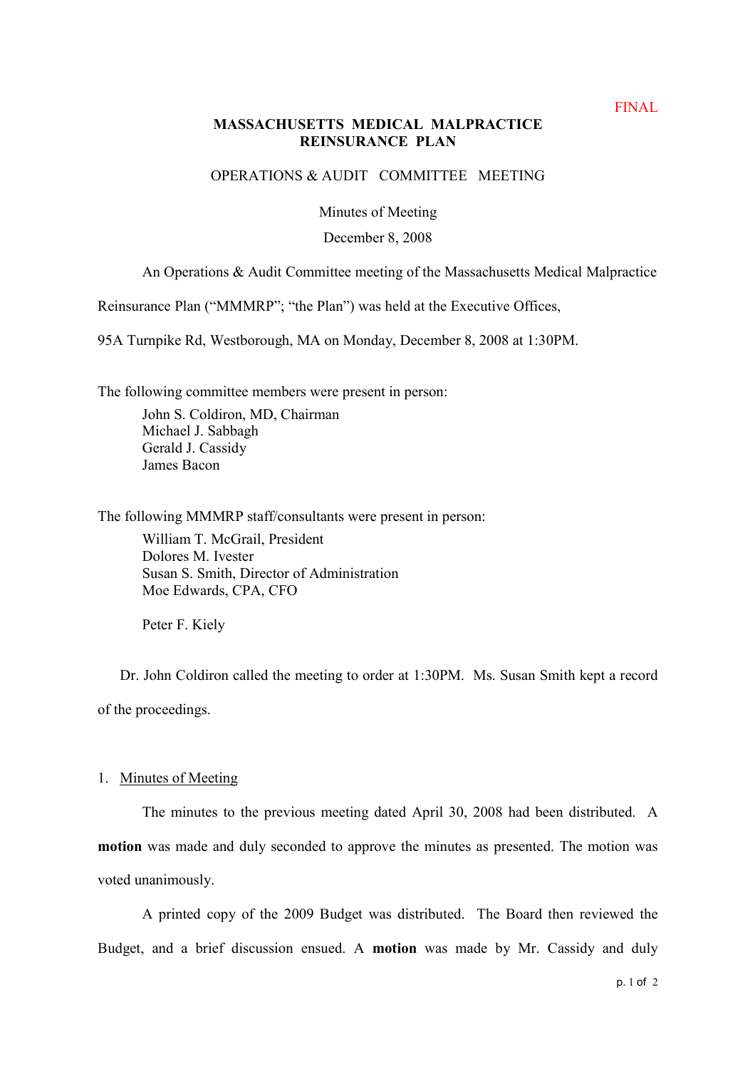FINAL

# MASSACHUSETTS MEDICAL MALPRACTICE REINSURANCE PLAN

## OPERATIONS & AUDIT COMMITTEE MEETING

Minutes of Meeting

December 8, 2008

An Operations & Audit Committee meeting of the Massachusetts Medical Malpractice Reinsurance Plan ("MMMRP"; "the Plan") was held at the Executive Offices, 95A Turnpike Rd, Westborough, MA on Monday, December 8, 2008 at 1:30PM.

The following committee members were present in person:

John S. Coldiron, MD, Chairman
Michael J. Sabbagh
Gerald J. Cassidy
James Bacon

The following MMMRP staff/consultants were present in person:

William T. McGrail, President
Dolores M. Ivester
Susan S. Smith, Director of Administration
Moe Edwards, CPA, CFO

Peter F. Kiely

Dr. John Coldiron called the meeting to order at 1:30PM. Ms. Susan Smith kept a record of the proceedings.

1. <u>Minutes of Meeting</u>

The minutes to the previous meeting dated April 30, 2008 had been distributed. A **motion** was made and duly seconded to approve the minutes as presented. The motion was voted unanimously.

A printed copy of the 2009 Budget was distributed. The Board then reviewed the Budget, and a brief discussion ensued. A **motion** was made by Mr. Cassidy and duly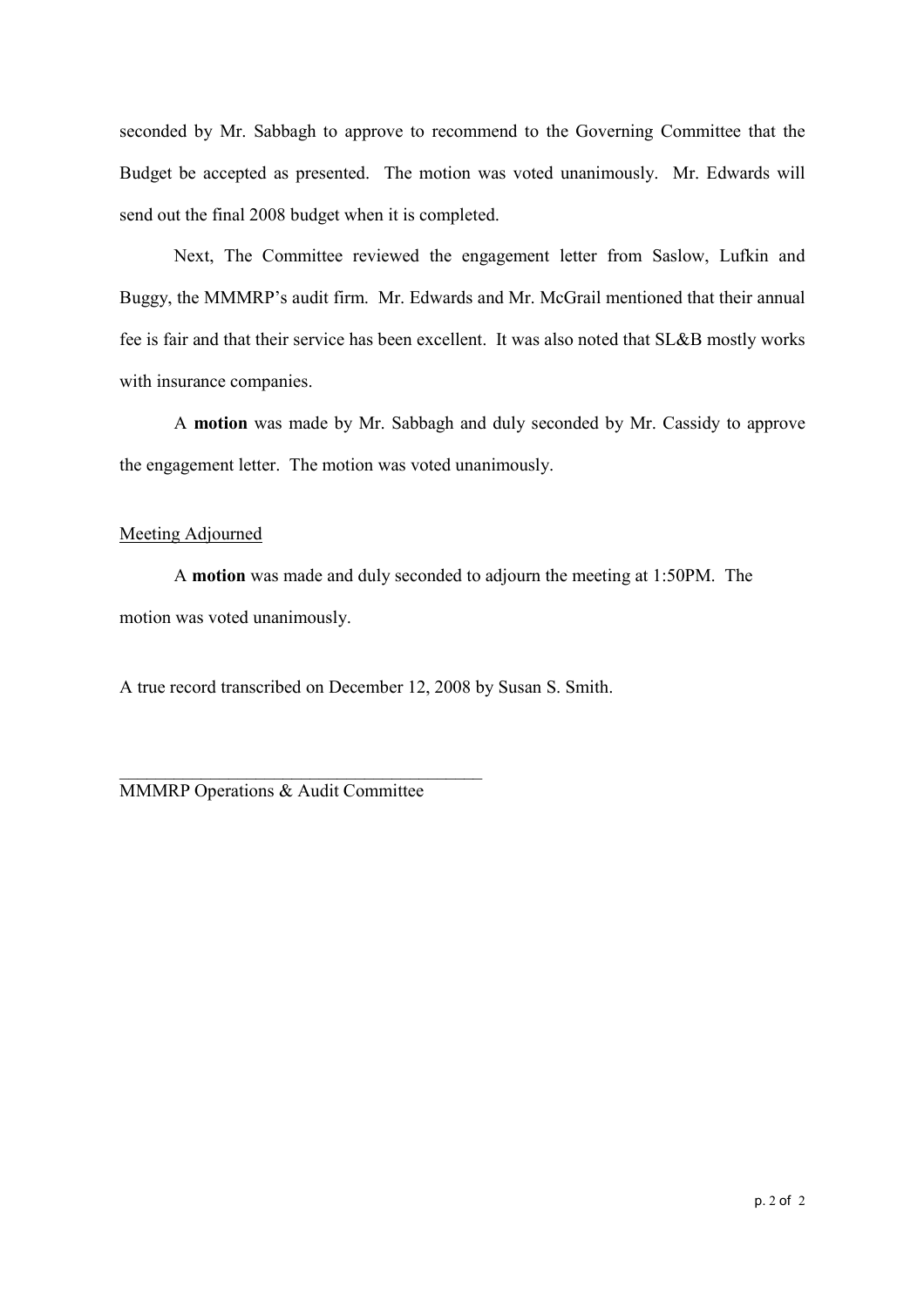seconded by Mr. Sabbagh to approve to recommend to the Governing Committee that the Budget be accepted as presented. The motion was voted unanimously. Mr. Edwards will send out the final 2008 budget when it is completed.

Next, The Committee reviewed the engagement letter from Saslow, Lufkin and Buggy, the MMMRP's audit firm. Mr. Edwards and Mr. McGrail mentioned that their annual fee is fair and that their service has been excellent. It was also noted that SL&B mostly works with insurance companies.

A **motion** was made by Mr. Sabbagh and duly seconded by Mr. Cassidy to approve the engagement letter. The motion was voted unanimously.

Meeting Adjourned

A **motion** was made and duly seconded to adjourn the meeting at 1:50PM. The motion was voted unanimously.

A true record transcribed on December 12, 2008 by Susan S. Smith.

\_\_\_\_\_\_\_\_\_\_\_\_\_\_\_\_\_\_\_\_\_\_\_\_\_\_\_\_\_\_\_\_\_\_\_\_\_\_\_\_\_

MMMRP Operations & Audit Committee